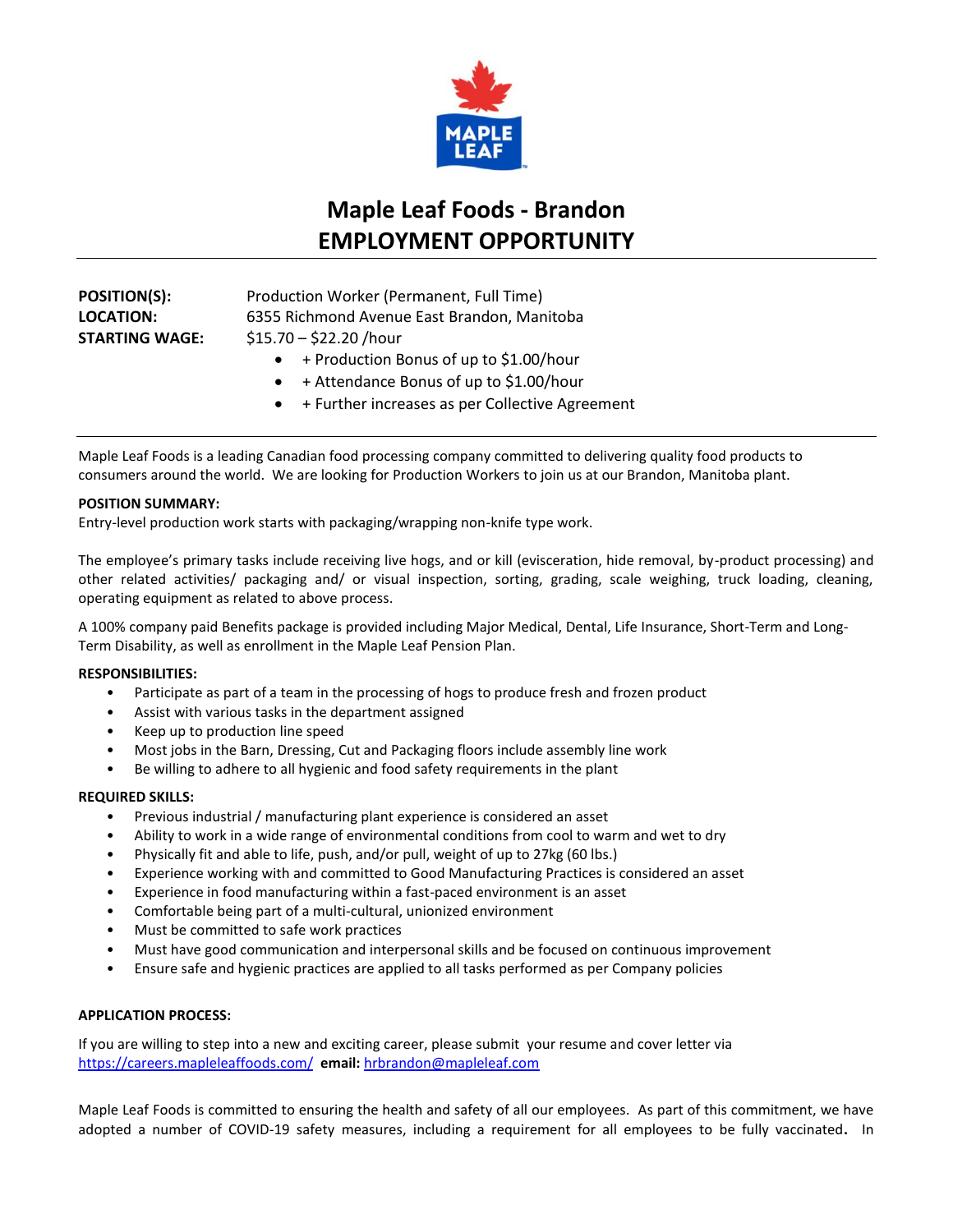# Maple Leaf Foods - Brandon
# EMPLOYMENT OPPORTUNITY

**POSITION(S):** Production Worker (Permanent, Full Time)
**LOCATION:** 6355 Richmond Avenue East Brandon, Manitoba
**STARTING WAGE:** $15.70 – $22.20 /hour

- + Production Bonus of up to $1.00/hour
- + Attendance Bonus of up to $1.00/hour
- + Further increases as per Collective Agreement

---

Maple Leaf Foods is a leading Canadian food processing company committed to delivering quality food products to consumers around the world. We are looking for Production Workers to join us at our Brandon, Manitoba plant.

**POSITION SUMMARY:**
Entry-level production work starts with packaging/wrapping non-knife type work.

The employee's primary tasks include receiving live hogs, and or kill (evisceration, hide removal, by-product processing) and other related activities/ packaging and/ or visual inspection, sorting, grading, scale weighing, truck loading, cleaning, operating equipment as related to above process.

A 100% company paid Benefits package is provided including Major Medical, Dental, Life Insurance, Short-Term and Long-Term Disability, as well as enrollment in the Maple Leaf Pension Plan.

**RESPONSIBILITIES:**

- Participate as part of a team in the processing of hogs to produce fresh and frozen product
- Assist with various tasks in the department assigned
- Keep up to production line speed
- Most jobs in the Barn, Dressing, Cut and Packaging floors include assembly line work
- Be willing to adhere to all hygienic and food safety requirements in the plant

**REQUIRED SKILLS:**

- Previous industrial / manufacturing plant experience is considered an asset
- Ability to work in a wide range of environmental conditions from cool to warm and wet to dry
- Physically fit and able to life, push, and/or pull, weight of up to 27kg (60 lbs.)
- Experience working with and committed to Good Manufacturing Practices is considered an asset
- Experience in food manufacturing within a fast-paced environment is an asset
- Comfortable being part of a multi-cultural, unionized environment
- Must be committed to safe work practices
- Must have good communication and interpersonal skills and be focused on continuous improvement
- Ensure safe and hygienic practices are applied to all tasks performed as per Company policies

**APPLICATION PROCESS:**

If you are willing to step into a new and exciting career, please submit your resume and cover letter via https://careers.mapleleaffoods.com/ **email:** hrbrandon@mapleleaf.com

Maple Leaf Foods is committed to ensuring the health and safety of all our employees. As part of this commitment, we have adopted a number of COVID-19 safety measures, including a requirement for all employees to be fully vaccinated**.** In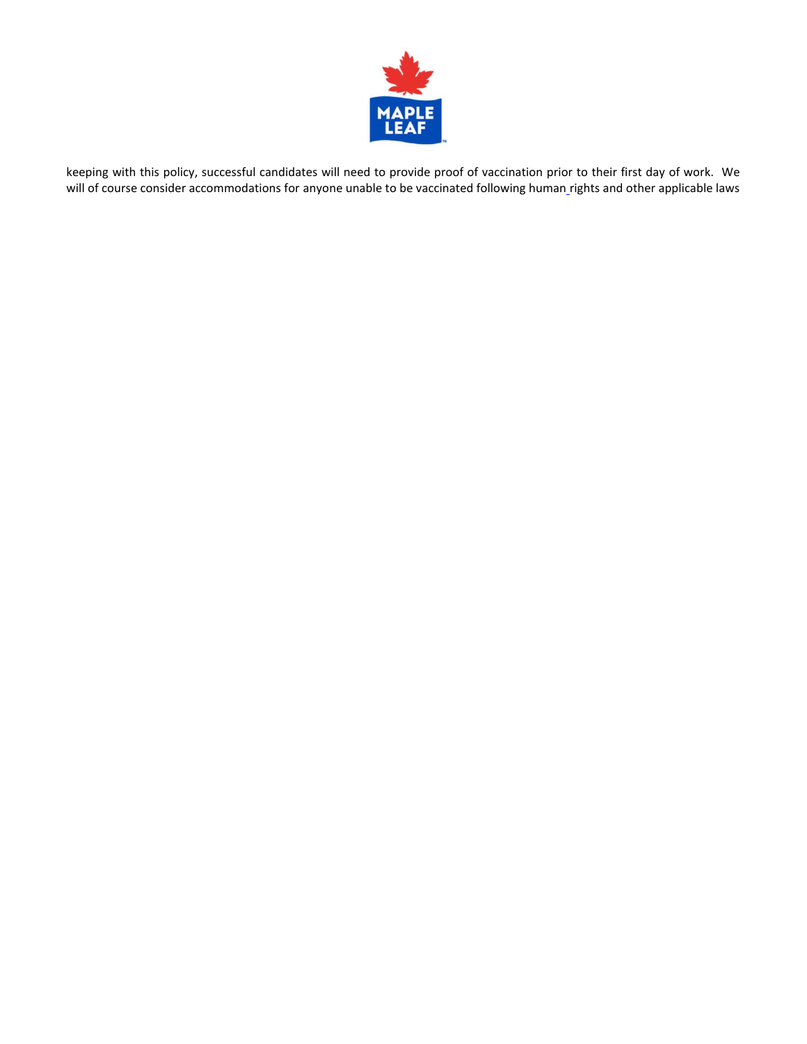keeping with this policy, successful candidates will need to provide proof of vaccination prior to their first day of work. We will of course consider accommodations for anyone unable to be vaccinated following human rights and other applicable laws